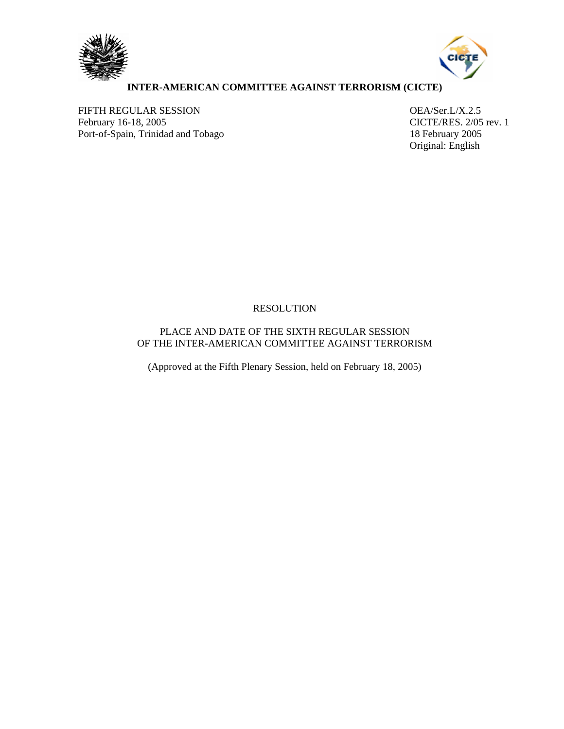**INTER-AMERICAN COMMITTEE AGAINST TERRORISM (CICTE)**

FIFTH REGULAR SESSION
February 16-18, 2005
Port-of-Spain, Trinidad and Tobago

OEA/Ser.L/X.2.5
CICTE/RES. 2/05 rev. 1
18 February 2005
Original: English

RESOLUTION

PLACE AND DATE OF THE SIXTH REGULAR SESSION
OF THE INTER-AMERICAN COMMITTEE AGAINST TERRORISM

(Approved at the Fifth Plenary Session, held on February 18, 2005)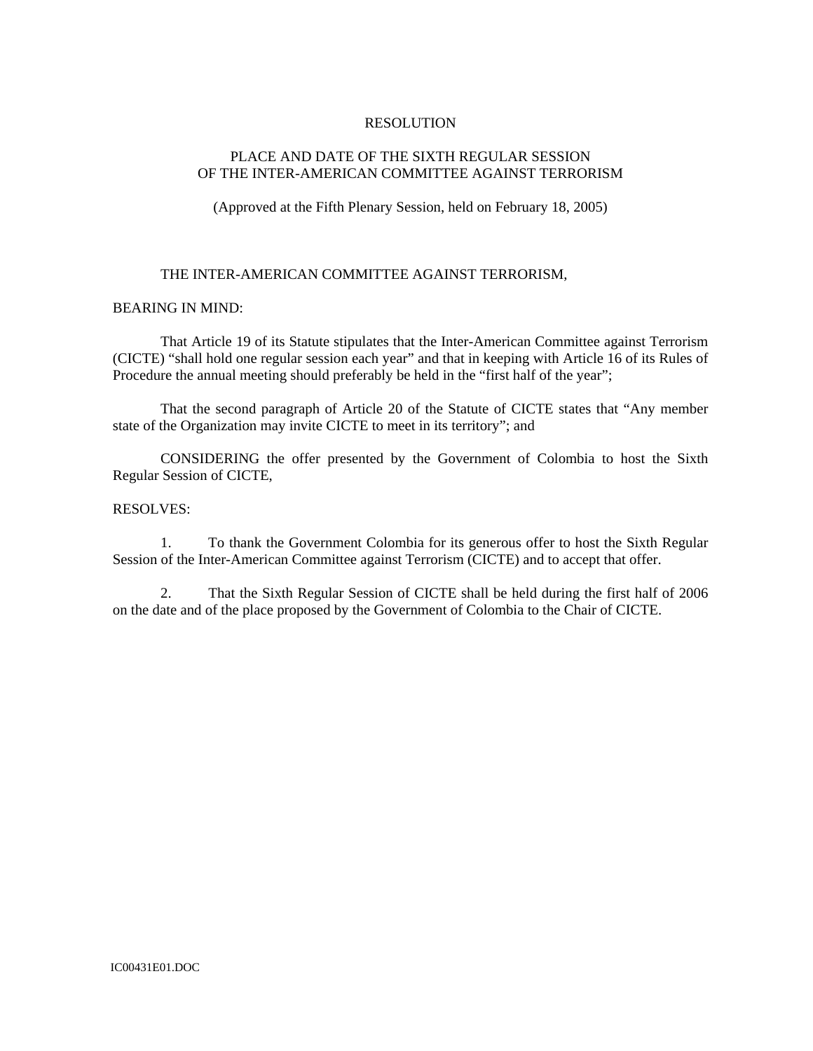# RESOLUTION

## PLACE AND DATE OF THE SIXTH REGULAR SESSION OF THE INTER-AMERICAN COMMITTEE AGAINST TERRORISM

(Approved at the Fifth Plenary Session, held on February 18, 2005)

THE INTER-AMERICAN COMMITTEE AGAINST TERRORISM,

BEARING IN MIND:

That Article 19 of its Statute stipulates that the Inter-American Committee against Terrorism (CICTE) "shall hold one regular session each year" and that in keeping with Article 16 of its Rules of Procedure the annual meeting should preferably be held in the "first half of the year";

That the second paragraph of Article 20 of the Statute of CICTE states that "Any member state of the Organization may invite CICTE to meet in its territory"; and

CONSIDERING the offer presented by the Government of Colombia to host the Sixth Regular Session of CICTE,

RESOLVES:

1. To thank the Government Colombia for its generous offer to host the Sixth Regular Session of the Inter-American Committee against Terrorism (CICTE) and to accept that offer.

2. That the Sixth Regular Session of CICTE shall be held during the first half of 2006 on the date and of the place proposed by the Government of Colombia to the Chair of CICTE.

IC00431E01.DOC